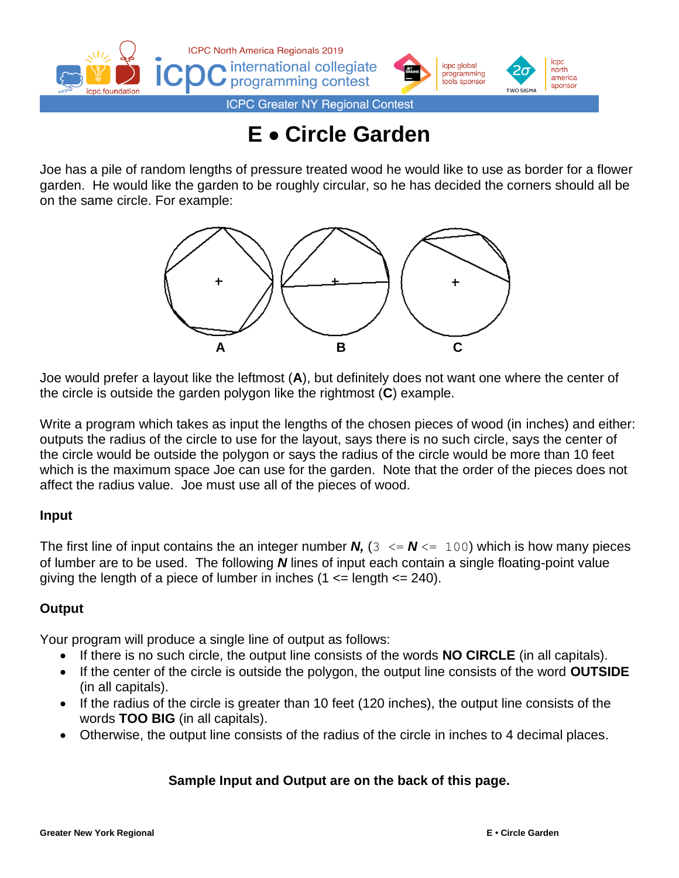# E • Circle Garden

Joe has a pile of random lengths of pressure treated wood he would like to use as border for a flower garden. He would like the garden to be roughly circular, so he has decided the corners should all be on the same circle. For example:

A B C

Joe would prefer a layout like the leftmost (**A**), but definitely does not want one where the center of the circle is outside the garden polygon like the rightmost (**C**) example.

Write a program which takes as input the lengths of the chosen pieces of wood (in inches) and either: outputs the radius of the circle to use for the layout, says there is no such circle, says the center of the circle would be outside the polygon or says the radius of the circle would be more than 10 feet which is the maximum space Joe can use for the garden. Note that the order of the pieces does not affect the radius value. Joe must use all of the pieces of wood.

### Input

The first line of input contains the an integer number ***N***, (3 <= ***N*** <= 100) which is how many pieces of lumber are to be used. The following ***N*** lines of input each contain a single floating-point value giving the length of a piece of lumber in inches (1 <= length <= 240).

### Output

Your program will produce a single line of output as follows:

- If there is no such circle, the output line consists of the words **NO CIRCLE** (in all capitals).
- If the center of the circle is outside the polygon, the output line consists of the word **OUTSIDE** (in all capitals).
- If the radius of the circle is greater than 10 feet (120 inches), the output line consists of the words **TOO BIG** (in all capitals).
- Otherwise, the output line consists of the radius of the circle in inches to 4 decimal places.

**Sample Input and Output are on the back of this page.**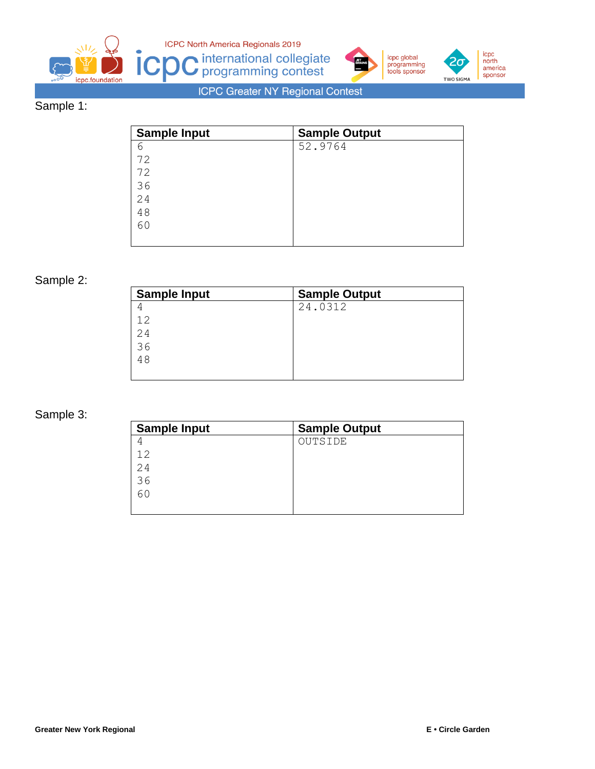Sample 1:

| Sample Input | Sample Output |
| --- | --- |
| 6<br>72<br>72<br>36<br>24<br>48<br>60 | 52.9764 |

Sample 2:

| Sample Input | Sample Output |
| --- | --- |
| 4<br>12<br>24<br>36<br>48 | 24.0312 |

Sample 3:

| Sample Input | Sample Output |
| --- | --- |
| 4<br>12<br>24<br>36<br>60 | OUTSIDE |